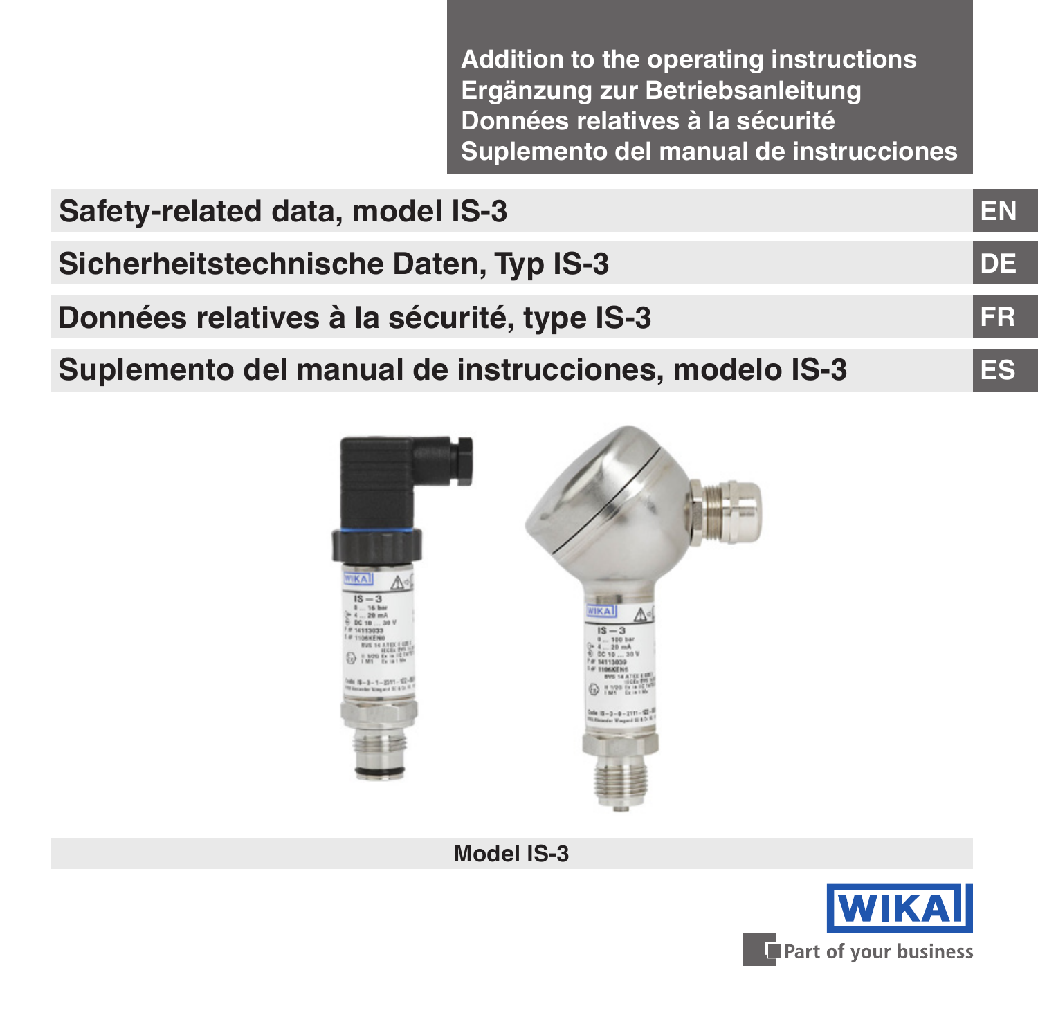Addition to the operating instructions
Ergänzung zur Betriebsanleitung
Données relatives à la sécurité
Suplemento del manual de instrucciones

# Safety-related data, model IS-3 — EN

# Sicherheitstechnische Daten, Typ IS-3 — DE

# Données relatives à la sécurité, type IS-3 — FR

# Suplemento del manual de instrucciones, modelo IS-3 — ES

Model IS-3

WIKA

Part of your business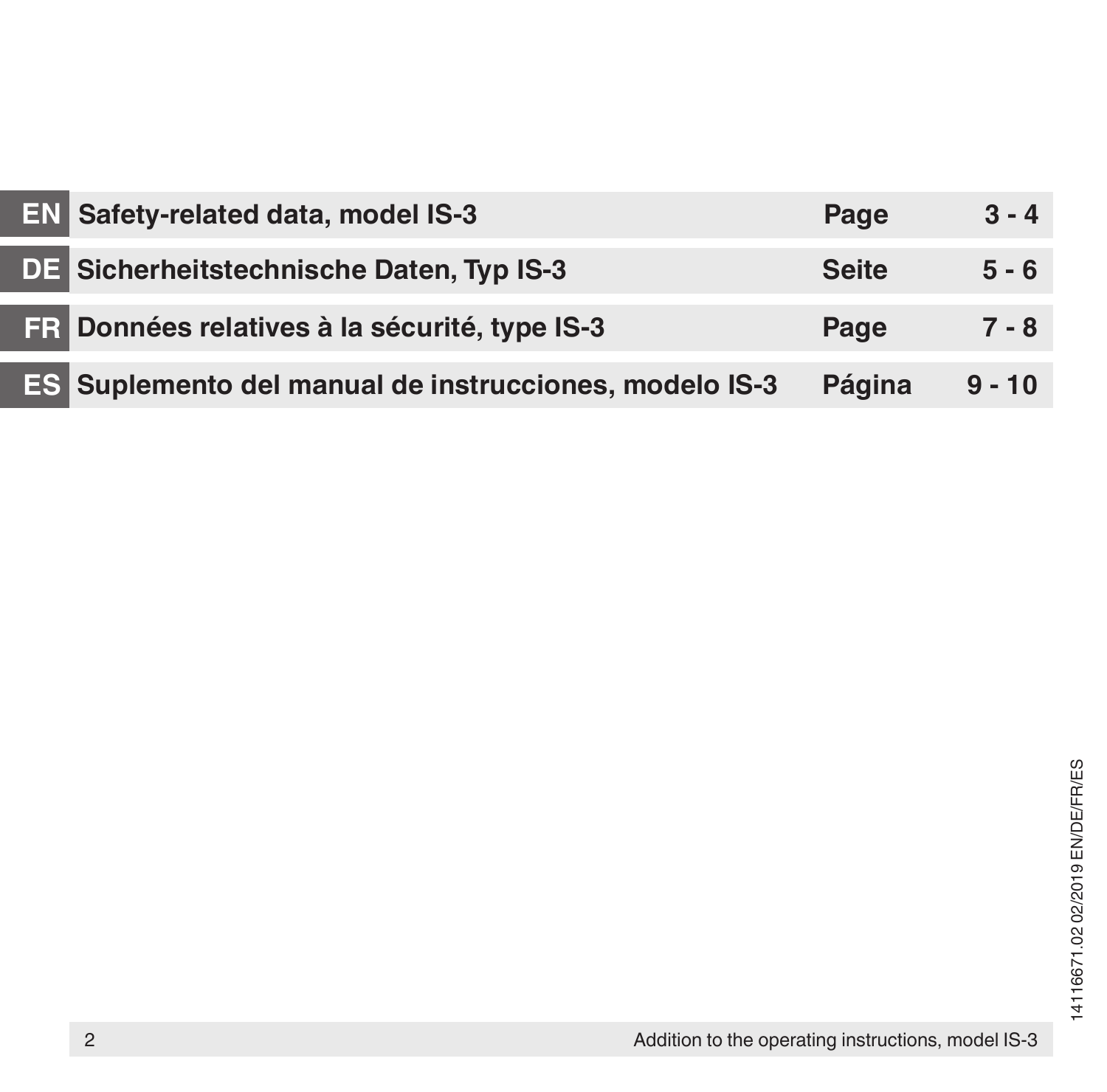| | | | |
|---|---|---|---|
| **EN** | **Safety-related data, model IS-3** | **Page** | **3 - 4** |
| **DE** | **Sicherheitstechnische Daten, Typ IS-3** | **Seite** | **5 - 6** |
| **FR** | **Données relatives à la sécurité, type IS-3** | **Page** | **7 - 8** |
| **ES** | **Suplemento del manual de instrucciones, modelo IS-3** | **Página** | **9 - 10** |

14116671.02 02/2019 EN/DE/FR/ES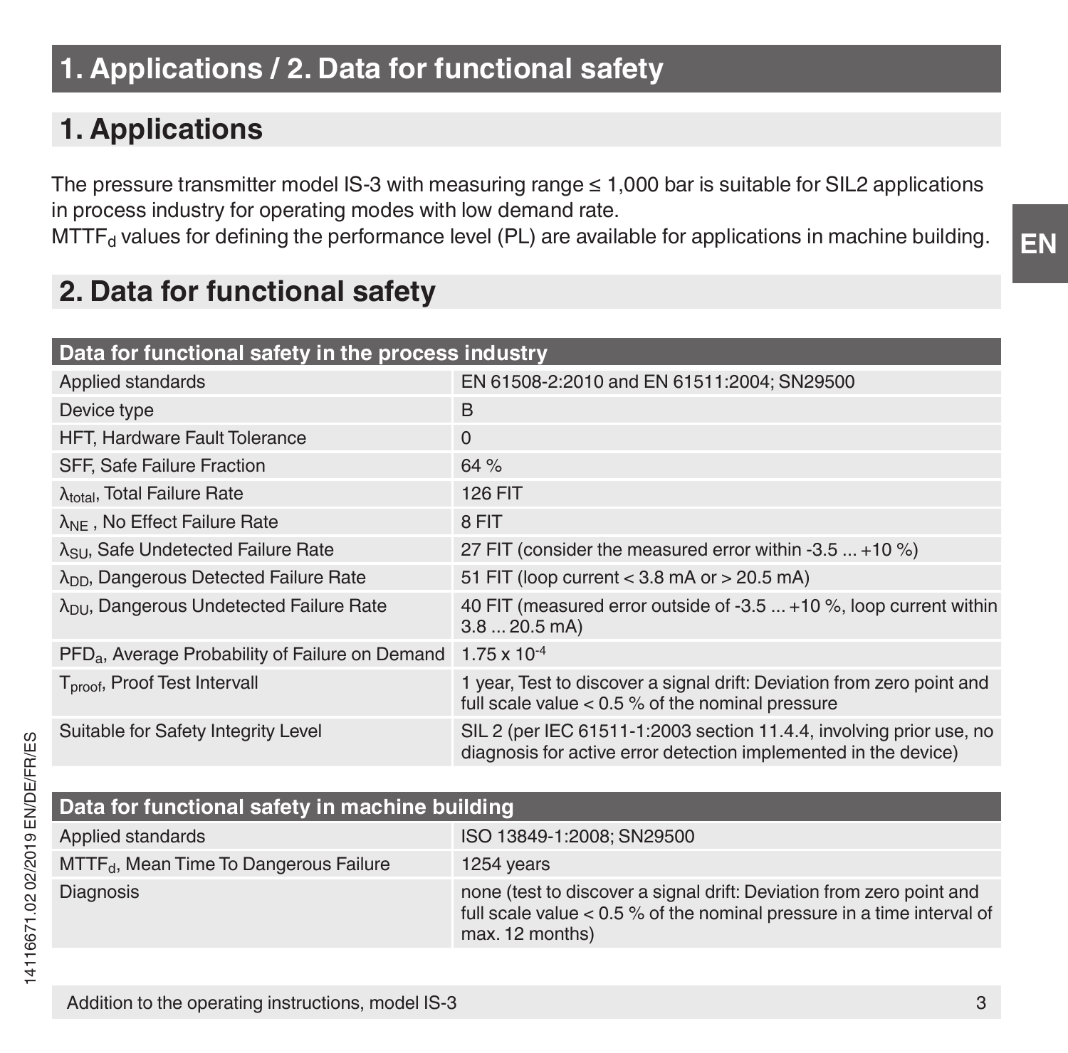# 1. Applications / 2. Data for functional safety

## 1. Applications

The pressure transmitter model IS-3 with measuring range ≤ 1,000 bar is suitable for SIL2 applications in process industry for operating modes with low demand rate.
$MTTF_d$ values for defining the performance level (PL) are available for applications in machine building.

## 2. Data for functional safety

| Data for functional safety in the process industry | |
|---|---|
| Applied standards | EN 61508-2:2010 and EN 61511:2004; SN29500 |
| Device type | B |
| HFT, Hardware Fault Tolerance | 0 |
| SFF, Safe Failure Fraction | 64 % |
| $\lambda_{total}$, Total Failure Rate | 126 FIT |
| $\lambda_{NE}$ , No Effect Failure Rate | 8 FIT |
| $\lambda_{SU}$, Safe Undetected Failure Rate | 27 FIT (consider the measured error within -3.5 ... +10 %) |
| $\lambda_{DD}$, Dangerous Detected Failure Rate | 51 FIT (loop current < 3.8 mA or > 20.5 mA) |
| $\lambda_{DU}$, Dangerous Undetected Failure Rate | 40 FIT (measured error outside of -3.5 ... +10 %, loop current within 3.8 ... 20.5 mA) |
| $PFD_a$, Average Probability of Failure on Demand | $1.75 \times 10^{-4}$ |
| $T_{proof}$, Proof Test Intervall | 1 year, Test to discover a signal drift: Deviation from zero point and full scale value < 0.5 % of the nominal pressure |
| Suitable for Safety Integrity Level | SIL 2 (per IEC 61511-1:2003 section 11.4.4, involving prior use, no diagnosis for active error detection implemented in the device) |

| Data for functional safety in machine building | |
|---|---|
| Applied standards | ISO 13849-1:2008; SN29500 |
| $MTTF_d$, Mean Time To Dangerous Failure | 1254 years |
| Diagnosis | none (test to discover a signal drift: Deviation from zero point and full scale value < 0.5 % of the nominal pressure in a time interval of max. 12 months) |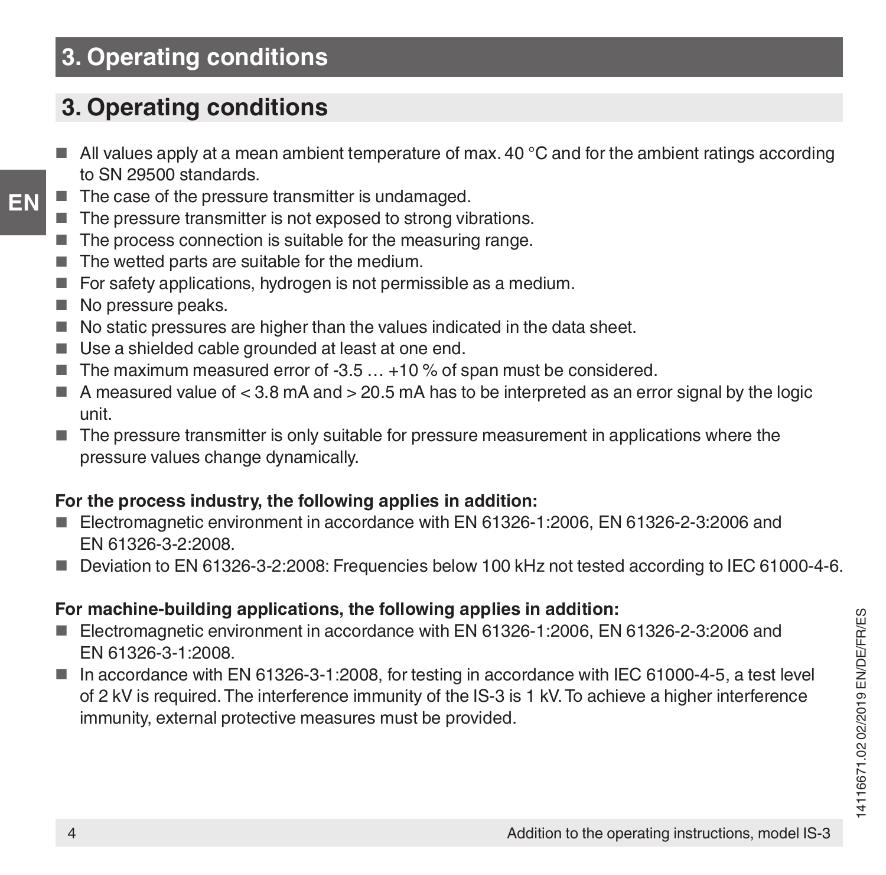## 3. Operating conditions

- All values apply at a mean ambient temperature of max. 40 °C and for the ambient ratings according to SN 29500 standards.
- The case of the pressure transmitter is undamaged.
- The pressure transmitter is not exposed to strong vibrations.
- The process connection is suitable for the measuring range.
- The wetted parts are suitable for the medium.
- For safety applications, hydrogen is not permissible as a medium.
- No pressure peaks.
- No static pressures are higher than the values indicated in the data sheet.
- Use a shielded cable grounded at least at one end.
- The maximum measured error of -3.5 … +10 % of span must be considered.
- A measured value of < 3.8 mA and > 20.5 mA has to be interpreted as an error signal by the logic unit.
- The pressure transmitter is only suitable for pressure measurement in applications where the pressure values change dynamically.

**For the process industry, the following applies in addition:**

- Electromagnetic environment in accordance with EN 61326-1:2006, EN 61326-2-3:2006 and EN 61326-3-2:2008.
- Deviation to EN 61326-3-2:2008: Frequencies below 100 kHz not tested according to IEC 61000-4-6.

**For machine-building applications, the following applies in addition:**

- Electromagnetic environment in accordance with EN 61326-1:2006, EN 61326-2-3:2006 and EN 61326-3-1:2008.
- In accordance with EN 61326-3-1:2008, for testing in accordance with IEC 61000-4-5, a test level of 2 kV is required. The interference immunity of the IS-3 is 1 kV. To achieve a higher interference immunity, external protective measures must be provided.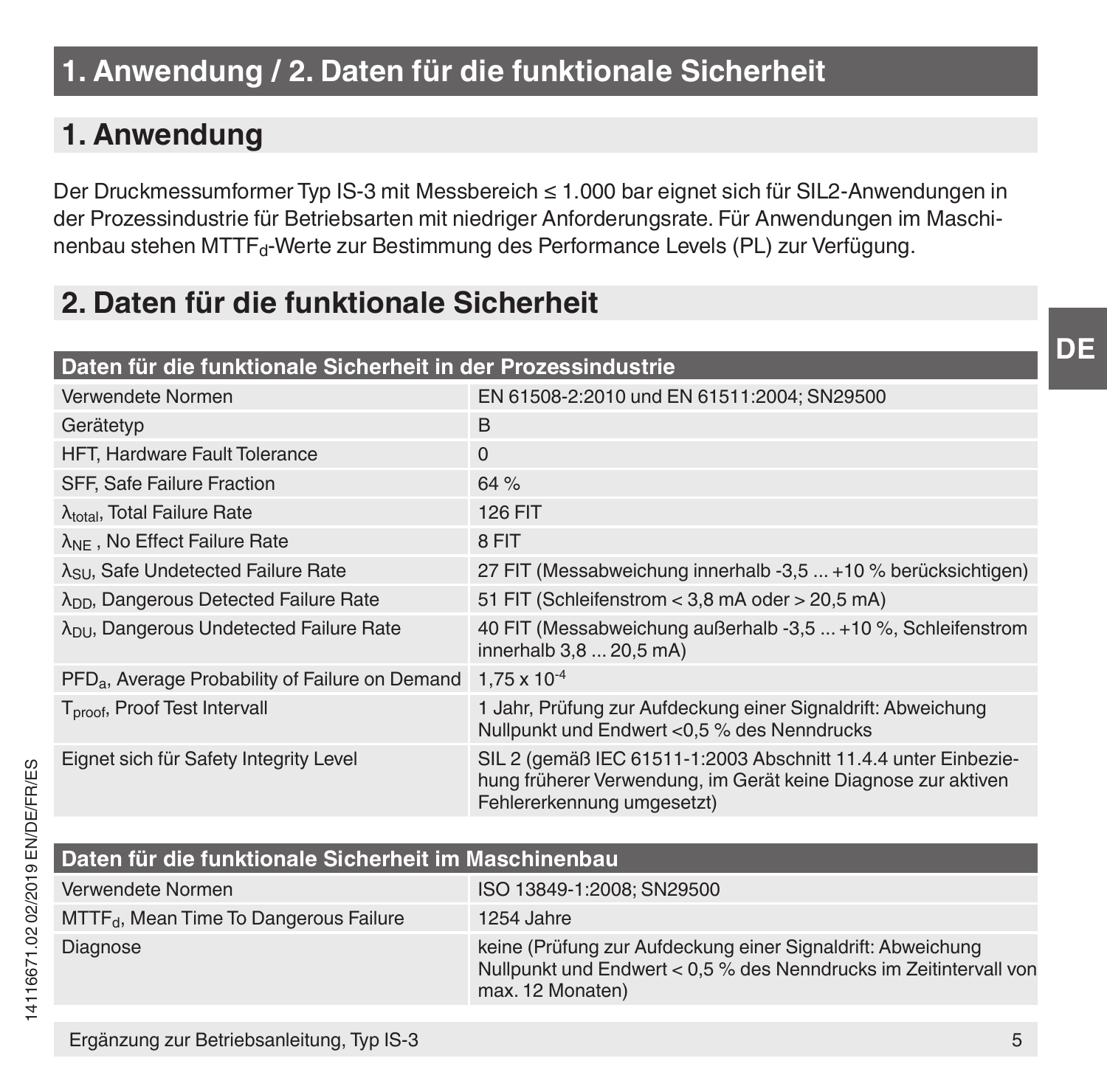# 1. Anwendung / 2. Daten für die funktionale Sicherheit

## 1. Anwendung

Der Druckmessumformer Typ IS-3 mit Messbereich ≤ 1.000 bar eignet sich für SIL2-Anwendungen in der Prozessindustrie für Betriebsarten mit niedriger Anforderungsrate. Für Anwendungen im Maschinenbau stehen $MTTF_d$-Werte zur Bestimmung des Performance Levels (PL) zur Verfügung.

## 2. Daten für die funktionale Sicherheit

| Daten für die funktionale Sicherheit in der Prozessindustrie | |
|---|---|
| Verwendete Normen | EN 61508-2:2010 und EN 61511:2004; SN29500 |
| Gerätetyp | B |
| HFT, Hardware Fault Tolerance | 0 |
| SFF, Safe Failure Fraction | 64 % |
| $\lambda_{total}$, Total Failure Rate | 126 FIT |
| $\lambda_{NE}$ , No Effect Failure Rate | 8 FIT |
| $\lambda_{SU}$, Safe Undetected Failure Rate | 27 FIT (Messabweichung innerhalb -3,5 ... +10 % berücksichtigen) |
| $\lambda_{DD}$, Dangerous Detected Failure Rate | 51 FIT (Schleifenstrom < 3,8 mA oder > 20,5 mA) |
| $\lambda_{DU}$, Dangerous Undetected Failure Rate | 40 FIT (Messabweichung außerhalb -3,5 ... +10 %, Schleifenstrom innerhalb 3,8 ... 20,5 mA) |
| $PFD_a$, Average Probability of Failure on Demand | $1{,}75 \times 10^{-4}$ |
| $T_{proof}$, Proof Test Intervall | 1 Jahr, Prüfung zur Aufdeckung einer Signaldrift: Abweichung Nullpunkt und Endwert <0,5 % des Nenndrucks |
| Eignet sich für Safety Integrity Level | SIL 2 (gemäß IEC 61511-1:2003 Abschnitt 11.4.4 unter Einbeziehung früherer Verwendung, im Gerät keine Diagnose zur aktiven Fehlererkennung umgesetzt) |

| Daten für die funktionale Sicherheit im Maschinenbau | |
|---|---|
| Verwendete Normen | ISO 13849-1:2008; SN29500 |
| $MTTF_d$, Mean Time To Dangerous Failure | 1254 Jahre |
| Diagnose | keine (Prüfung zur Aufdeckung einer Signaldrift: Abweichung Nullpunkt und Endwert < 0,5 % des Nenndrucks im Zeitintervall von max. 12 Monaten) |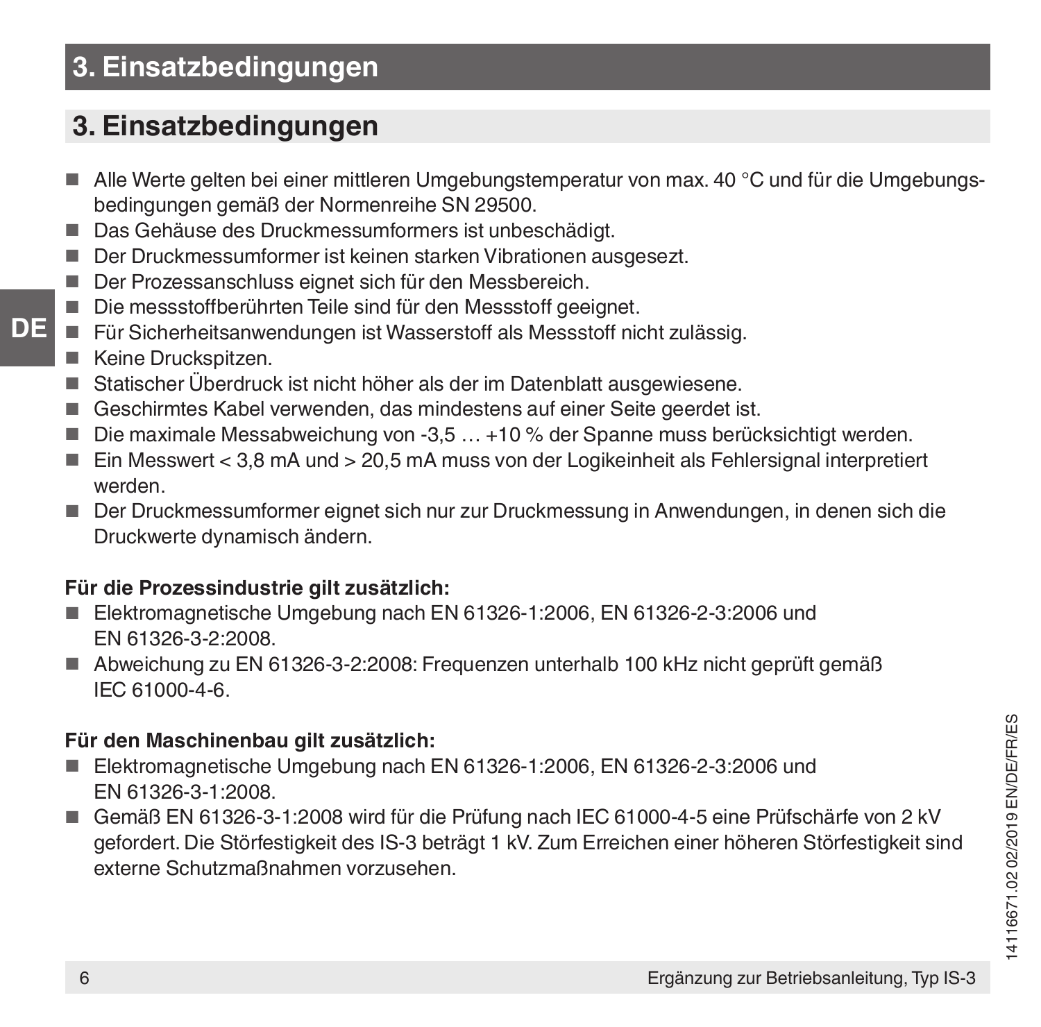## 3. Einsatzbedingungen

- Alle Werte gelten bei einer mittleren Umgebungstemperatur von max. 40 °C und für die Umgebungsbedingungen gemäß der Normenreihe SN 29500.
- Das Gehäuse des Druckmessumformers ist unbeschädigt.
- Der Druckmessumformer ist keinen starken Vibrationen ausgesezt.
- Der Prozessanschluss eignet sich für den Messbereich.
- Die messstoffberührten Teile sind für den Messstoff geeignet.
- Für Sicherheitsanwendungen ist Wasserstoff als Messstoff nicht zulässig.
- Keine Druckspitzen.
- Statischer Überdruck ist nicht höher als der im Datenblatt ausgewiesene.
- Geschirmtes Kabel verwenden, das mindestens auf einer Seite geerdet ist.
- Die maximale Messabweichung von -3,5 … +10 % der Spanne muss berücksichtigt werden.
- Ein Messwert < 3,8 mA und > 20,5 mA muss von der Logikeinheit als Fehlersignal interpretiert werden.
- Der Druckmessumformer eignet sich nur zur Druckmessung in Anwendungen, in denen sich die Druckwerte dynamisch ändern.

**Für die Prozessindustrie gilt zusätzlich:**

- Elektromagnetische Umgebung nach EN 61326-1:2006, EN 61326-2-3:2006 und EN 61326-3-2:2008.
- Abweichung zu EN 61326-3-2:2008: Frequenzen unterhalb 100 kHz nicht geprüft gemäß IEC 61000-4-6.

**Für den Maschinenbau gilt zusätzlich:**

- Elektromagnetische Umgebung nach EN 61326-1:2006, EN 61326-2-3:2006 und EN 61326-3-1:2008.
- Gemäß EN 61326-3-1:2008 wird für die Prüfung nach IEC 61000-4-5 eine Prüfschärfe von 2 kV gefordert. Die Störfestigkeit des IS-3 beträgt 1 kV. Zum Erreichen einer höheren Störfestigkeit sind externe Schutzmaßnahmen vorzusehen.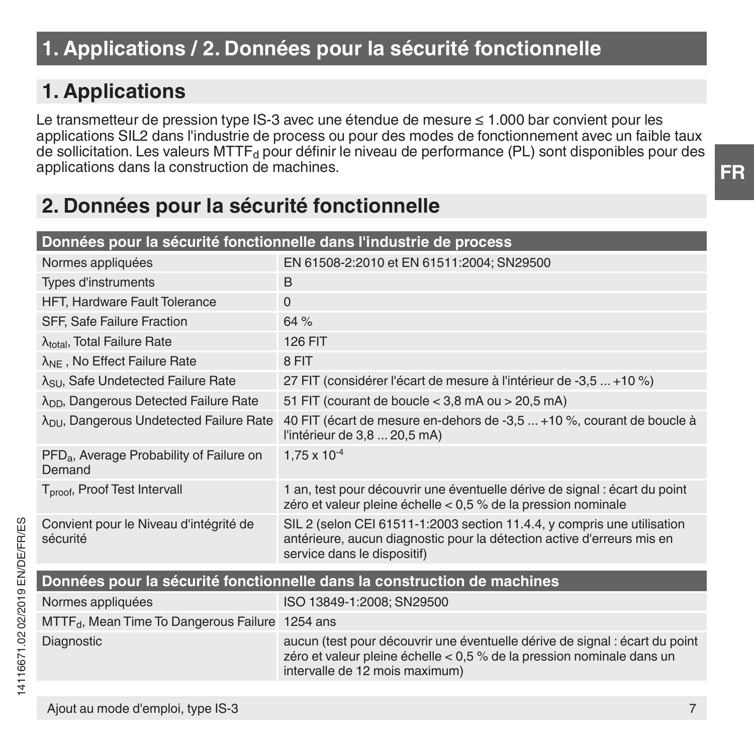# 1. Applications / 2. Données pour la sécurité fonctionnelle

## 1. Applications

Le transmetteur de pression type IS-3 avec une étendue de mesure ≤ 1.000 bar convient pour les applications SIL2 dans l'industrie de process ou pour des modes de fonctionnement avec un faible taux de sollicitation. Les valeurs $MTTF_d$ pour définir le niveau de performance (PL) sont disponibles pour des applications dans la construction de machines.

## 2. Données pour la sécurité fonctionnelle

| Données pour la sécurité fonctionnelle dans l'industrie de process | |
|---|---|
| Normes appliquées | EN 61508-2:2010 et EN 61511:2004; SN29500 |
| Types d'instruments | B |
| HFT, Hardware Fault Tolerance | 0 |
| SFF, Safe Failure Fraction | 64 % |
| $\lambda_{total}$, Total Failure Rate | 126 FIT |
| $\lambda_{NE}$ , No Effect Failure Rate | 8 FIT |
| $\lambda_{SU}$, Safe Undetected Failure Rate | 27 FIT (considérer l'écart de mesure à l'intérieur de -3,5 ... +10 %) |
| $\lambda_{DD}$, Dangerous Detected Failure Rate | 51 FIT (courant de boucle < 3,8 mA ou > 20,5 mA) |
| $\lambda_{DU}$, Dangerous Undetected Failure Rate | 40 FIT (écart de mesure en-dehors de -3,5 ... +10 %, courant de boucle à l'intérieur de 3,8 ... 20,5 mA) |
| $PFD_a$, Average Probability of Failure on Demand | $1{,}75 \times 10^{-4}$ |
| $T_{proof}$, Proof Test Intervall | 1 an, test pour découvrir une éventuelle dérive de signal : écart du point zéro et valeur pleine échelle < 0,5 % de la pression nominale |
| Convient pour le Niveau d'intégrité de sécurité | SIL 2 (selon CEI 61511-1:2003 section 11.4.4, y compris une utilisation antérieure, aucun diagnostic pour la détection active d'erreurs mis en service dans le dispositif) |

| Données pour la sécurité fonctionnelle dans la construction de machines | |
|---|---|
| Normes appliquées | ISO 13849-1:2008; SN29500 |
| $MTTF_d$, Mean Time To Dangerous Failure | 1254 ans |
| Diagnostic | aucun (test pour découvrir une éventuelle dérive de signal : écart du point zéro et valeur pleine échelle < 0,5 % de la pression nominale dans un intervalle de 12 mois maximum) |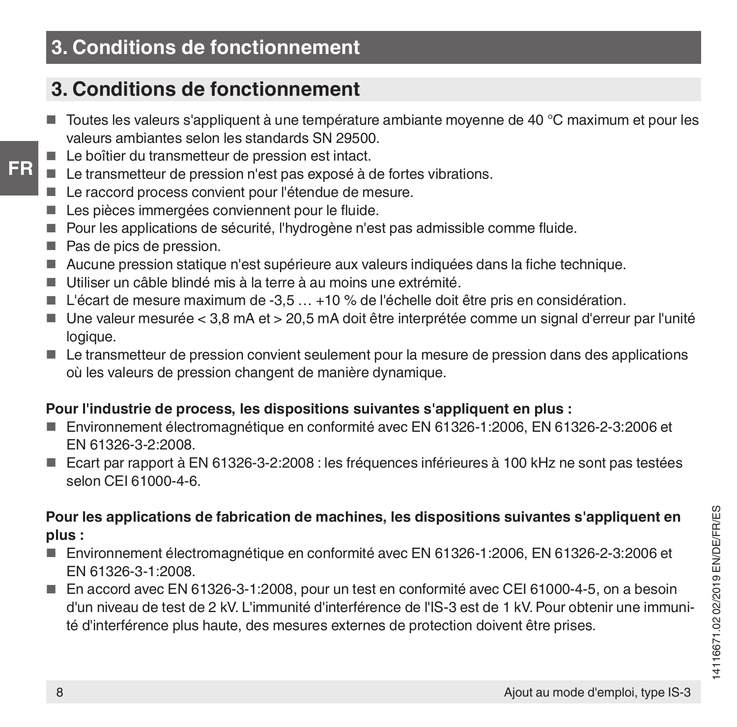# 3. Conditions de fonctionnement

- Toutes les valeurs s'appliquent à une température ambiante moyenne de 40 °C maximum et pour les valeurs ambiantes selon les standards SN 29500.
- Le boîtier du transmetteur de pression est intact.
- Le transmetteur de pression n'est pas exposé à de fortes vibrations.
- Le raccord process convient pour l'étendue de mesure.
- Les pièces immergées conviennent pour le fluide.
- Pour les applications de sécurité, l'hydrogène n'est pas admissible comme fluide.
- Pas de pics de pression.
- Aucune pression statique n'est supérieure aux valeurs indiquées dans la fiche technique.
- Utiliser un câble blindé mis à la terre à au moins une extrémité.
- L'écart de mesure maximum de -3,5 … +10 % de l'échelle doit être pris en considération.
- Une valeur mesurée < 3,8 mA et > 20,5 mA doit être interprétée comme un signal d'erreur par l'unité logique.
- Le transmetteur de pression convient seulement pour la mesure de pression dans des applications où les valeurs de pression changent de manière dynamique.

**Pour l'industrie de process, les dispositions suivantes s'appliquent en plus :**

- Environnement électromagnétique en conformité avec EN 61326-1:2006, EN 61326-2-3:2006 et EN 61326-3-2:2008.
- Ecart par rapport à EN 61326-3-2:2008 : les fréquences inférieures à 100 kHz ne sont pas testées selon CEI 61000-4-6.

**Pour les applications de fabrication de machines, les dispositions suivantes s'appliquent en plus :**

- Environnement électromagnétique en conformité avec EN 61326-1:2006, EN 61326-2-3:2006 et EN 61326-3-1:2008.
- En accord avec EN 61326-3-1:2008, pour un test en conformité avec CEI 61000-4-5, on a besoin d'un niveau de test de 2 kV. L'immunité d'interférence de l'IS-3 est de 1 kV. Pour obtenir une immunité d'interférence plus haute, des mesures externes de protection doivent être prises.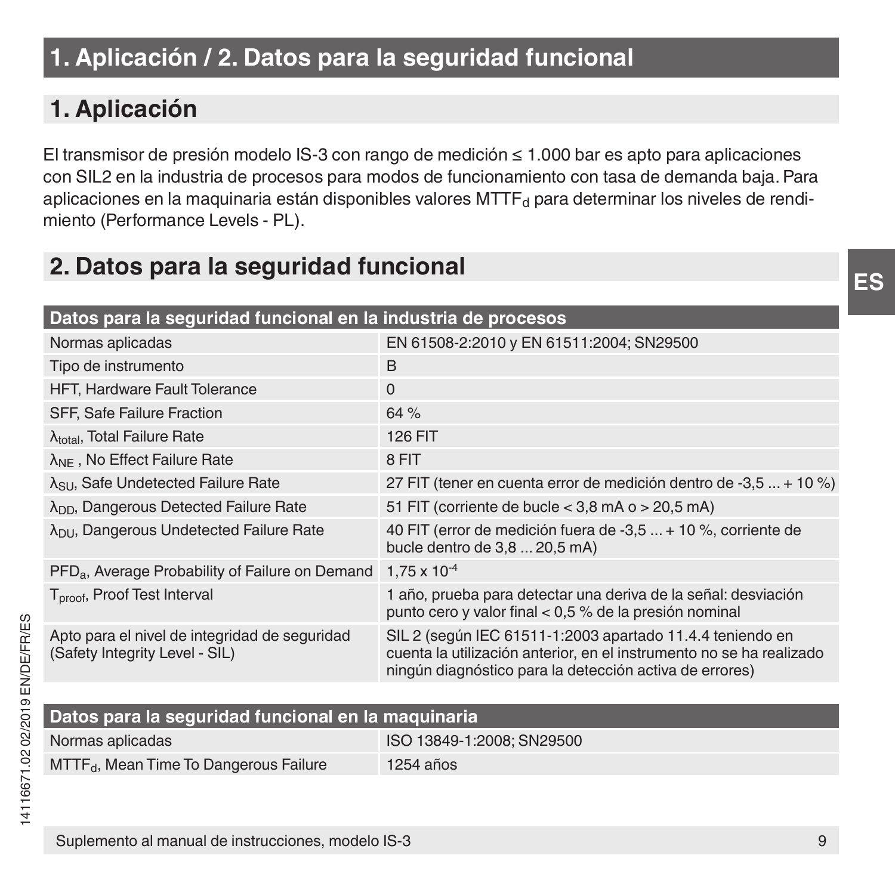# 1. Aplicación / 2. Datos para la seguridad funcional

## 1. Aplicación

El transmisor de presión modelo IS-3 con rango de medición ≤ 1.000 bar es apto para aplicaciones con SIL2 en la industria de procesos para modos de funcionamiento con tasa de demanda baja. Para aplicaciones en la maquinaria están disponibles valores $MTTF_d$ para determinar los niveles de rendimiento (Performance Levels - PL).

## 2. Datos para la seguridad funcional

| Datos para la seguridad funcional en la industria de procesos | |
|---|---|
| Normas aplicadas | EN 61508-2:2010 y EN 61511:2004; SN29500 |
| Tipo de instrumento | B |
| HFT, Hardware Fault Tolerance | 0 |
| SFF, Safe Failure Fraction | 64 % |
| $\lambda_{total}$, Total Failure Rate | 126 FIT |
| $\lambda_{NE}$ , No Effect Failure Rate | 8 FIT |
| $\lambda_{SU}$, Safe Undetected Failure Rate | 27 FIT (tener en cuenta error de medición dentro de -3,5 ... + 10 %) |
| $\lambda_{DD}$, Dangerous Detected Failure Rate | 51 FIT (corriente de bucle < 3,8 mA o > 20,5 mA) |
| $\lambda_{DU}$, Dangerous Undetected Failure Rate | 40 FIT (error de medición fuera de -3,5 ... + 10 %, corriente de bucle dentro de 3,8 ... 20,5 mA) |
| $PFD_a$, Average Probability of Failure on Demand | $1{,}75 \times 10^{-4}$ |
| $T_{proof}$, Proof Test Interval | 1 año, prueba para detectar una deriva de la señal: desviación punto cero y valor final < 0,5 % de la presión nominal |
| Apto para el nivel de integridad de seguridad (Safety Integrity Level - SIL) | SIL 2 (según IEC 61511-1:2003 apartado 11.4.4 teniendo en cuenta la utilización anterior, en el instrumento no se ha realizado ningún diagnóstico para la detección activa de errores) |

| Datos para la seguridad funcional en la maquinaria | |
|---|---|
| Normas aplicadas | ISO 13849-1:2008; SN29500 |
| $MTTF_d$, Mean Time To Dangerous Failure | 1254 años |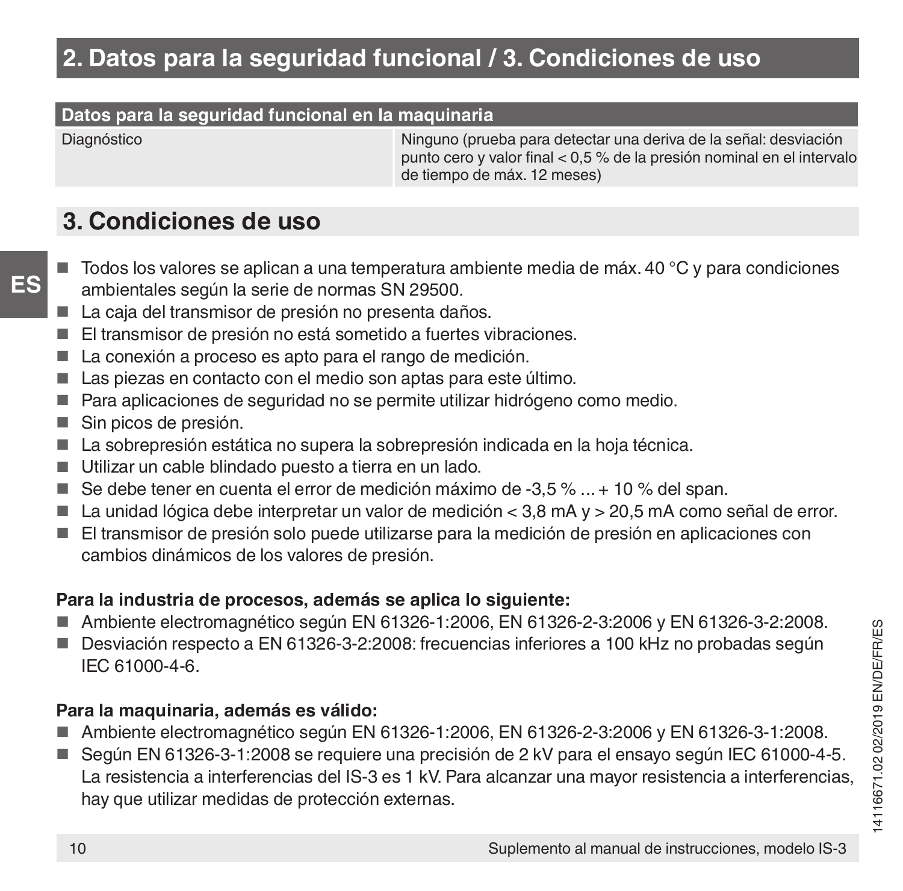## 2. Datos para la seguridad funcional / 3. Condiciones de uso

| Datos para la seguridad funcional en la maquinaria | |
|---|---|
| Diagnóstico | Ninguno (prueba para detectar una deriva de la señal: desviación punto cero y valor final < 0,5 % de la presión nominal en el intervalo de tiempo de máx. 12 meses) |

## 3. Condiciones de uso

- Todos los valores se aplican a una temperatura ambiente media de máx. 40 °C y para condiciones ambientales según la serie de normas SN 29500.
- La caja del transmisor de presión no presenta daños.
- El transmisor de presión no está sometido a fuertes vibraciones.
- La conexión a proceso es apto para el rango de medición.
- Las piezas en contacto con el medio son aptas para este último.
- Para aplicaciones de seguridad no se permite utilizar hidrógeno como medio.
- Sin picos de presión.
- La sobrepresión estática no supera la sobrepresión indicada en la hoja técnica.
- Utilizar un cable blindado puesto a tierra en un lado.
- Se debe tener en cuenta el error de medición máximo de -3,5 % ... + 10 % del span.
- La unidad lógica debe interpretar un valor de medición < 3,8 mA y > 20,5 mA como señal de error.
- El transmisor de presión solo puede utilizarse para la medición de presión en aplicaciones con cambios dinámicos de los valores de presión.

**Para la industria de procesos, además se aplica lo siguiente:**

- Ambiente electromagnético según EN 61326-1:2006, EN 61326-2-3:2006 y EN 61326-3-2:2008.
- Desviación respecto a EN 61326-3-2:2008: frecuencias inferiores a 100 kHz no probadas según IEC 61000-4-6.

**Para la maquinaria, además es válido:**

- Ambiente electromagnético según EN 61326-1:2006, EN 61326-2-3:2006 y EN 61326-3-1:2008.
- Según EN 61326-3-1:2008 se requiere una precisión de 2 kV para el ensayo según IEC 61000-4-5. La resistencia a interferencias del IS-3 es 1 kV. Para alcanzar una mayor resistencia a interferencias, hay que utilizar medidas de protección externas.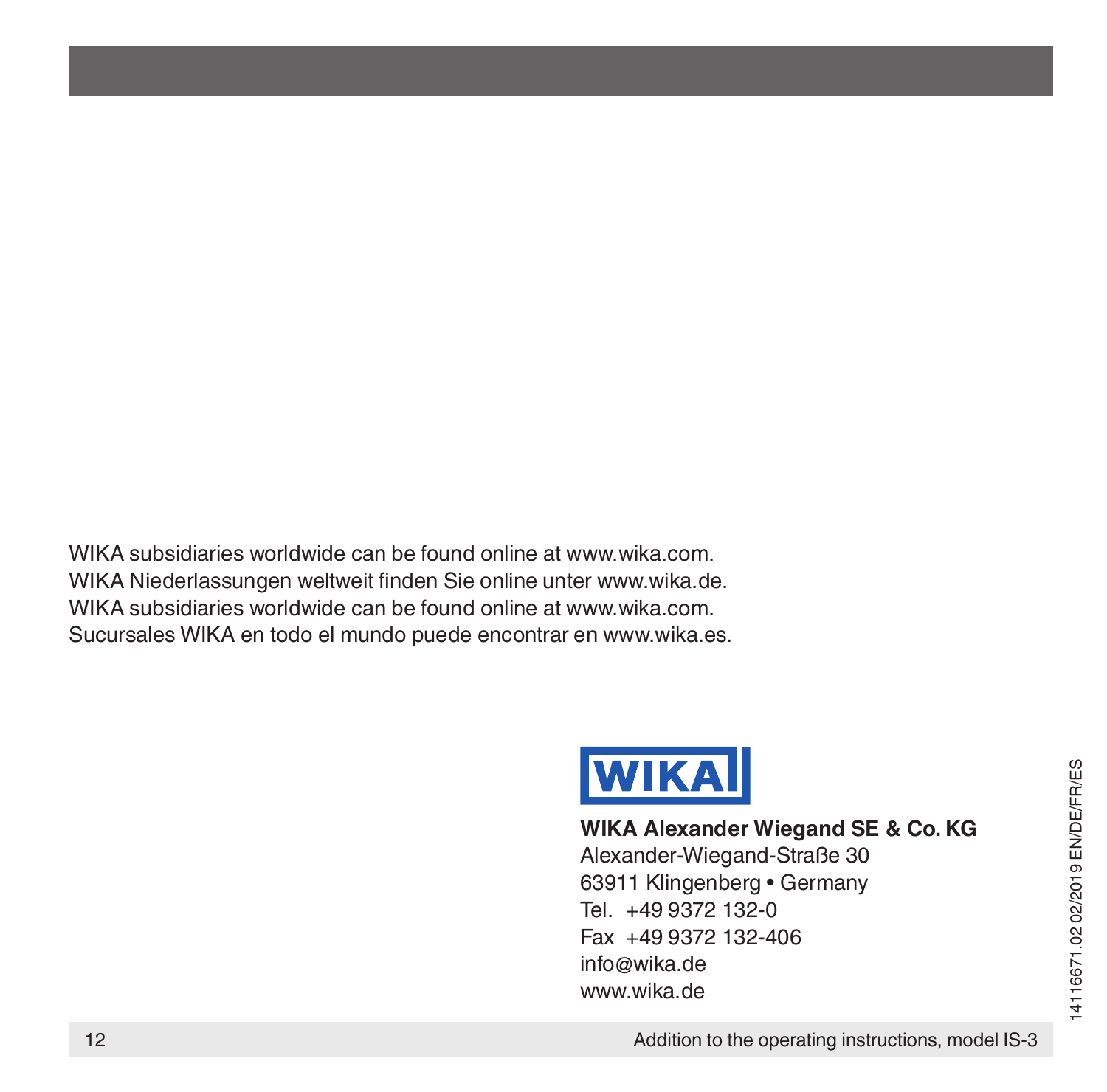WIKA subsidiaries worldwide can be found online at www.wika.com.
WIKA Niederlassungen weltweit finden Sie online unter www.wika.de.
WIKA subsidiaries worldwide can be found online at www.wika.com.
Sucursales WIKA en todo el mundo puede encontrar en www.wika.es.

WIKA

**WIKA Alexander Wiegand SE & Co. KG**
Alexander-Wiegand-Straße 30
63911 Klingenberg • Germany
Tel. +49 9372 132-0
Fax +49 9372 132-406
info@wika.de
www.wika.de

14116671.02 02/2019 EN/DE/FR/ES